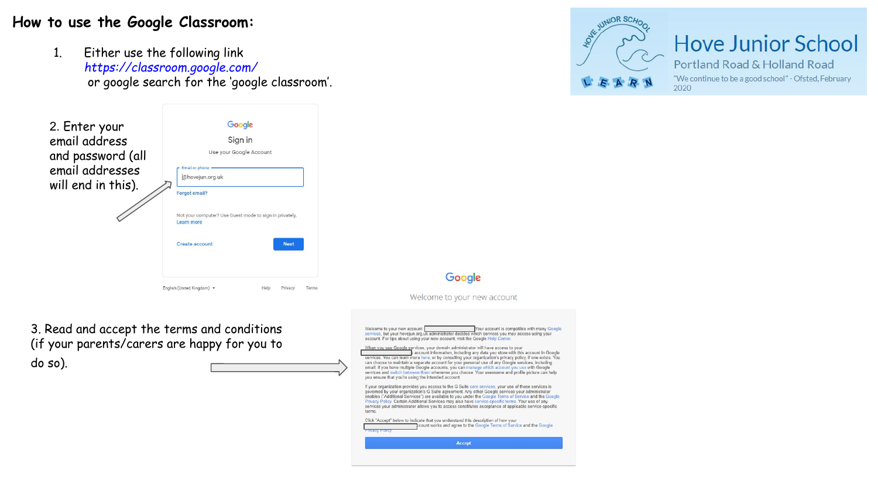# How to use the Google Classroom:

Hove Junior School

Portland Road & Holland Road

"We continue to be a good school" - Ofsted, February 2020

1. Either use the following link https://classroom.google.com/ or google search for the 'google classroom'.

2. Enter your email address and password (all email addresses will end in this).

Google

Sign in

Use your Google Account

Email or phone

@hovejun.org.uk

Forgot email?

Not your computer? Use Guest mode to sign in privately. Learn more

Create account

Next

English (United Kingdom) Help Privacy Terms

3. Read and accept the terms and conditions (if your parents/carers are happy for you to do so).

Google

Welcome to your new account

Welcome to your new account: Your account is compatible with many Google services, but your hovejun.org.uk administrator decides which services you may access using your account. For tips about using your new account, visit the Google Help Center.

When you use Google services, your domain administrator will have access to your account information, including any data you store with this account in Google services. You can learn more here, or by consulting your organization's privacy policy, if one exists. You can choose to maintain a separate account for your personal use of any Google services, including email. If you have multiple Google accounts, you can manage which account you use with Google services and switch between them whenever you choose. Your username and profile picture can help you ensure that you're using the intended account.

If your organization provides you access to the G Suite core services, your use of those services is governed by your organization's G Suite agreement. Any other Google services your administrator enables ("Additional Services") are available to you under the Google Terms of Service and the Google Privacy Policy. Certain Additional Services may also have service-specific terms. Your use of any services your administrator allows you to access constitutes acceptance of applicable service-specific terms.

Click "Accept" below to indicate that you understand this description of how your account works and agree to the Google Terms of Service and the Google Privacy Policy.

Accept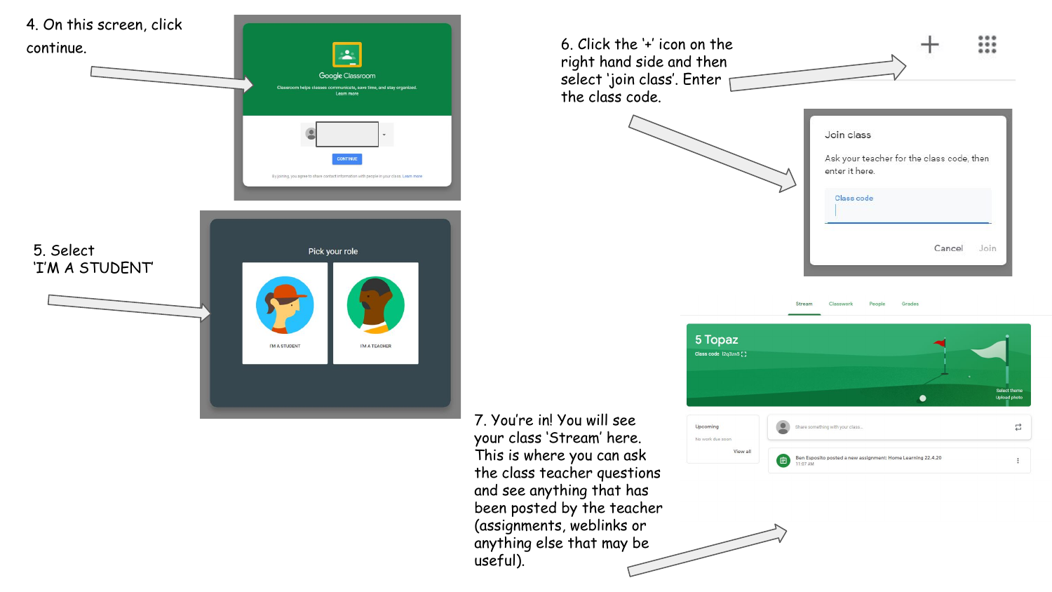4. On this screen, click continue.

5. Select 'I'M A STUDENT'

6. Click the '+' icon on the right hand side and then select 'join class'. Enter the class code.

7. You're in! You will see your class 'Stream' here. This is where you can ask the class teacher questions and see anything that has been posted by the teacher (assignments, weblinks or anything else that may be useful).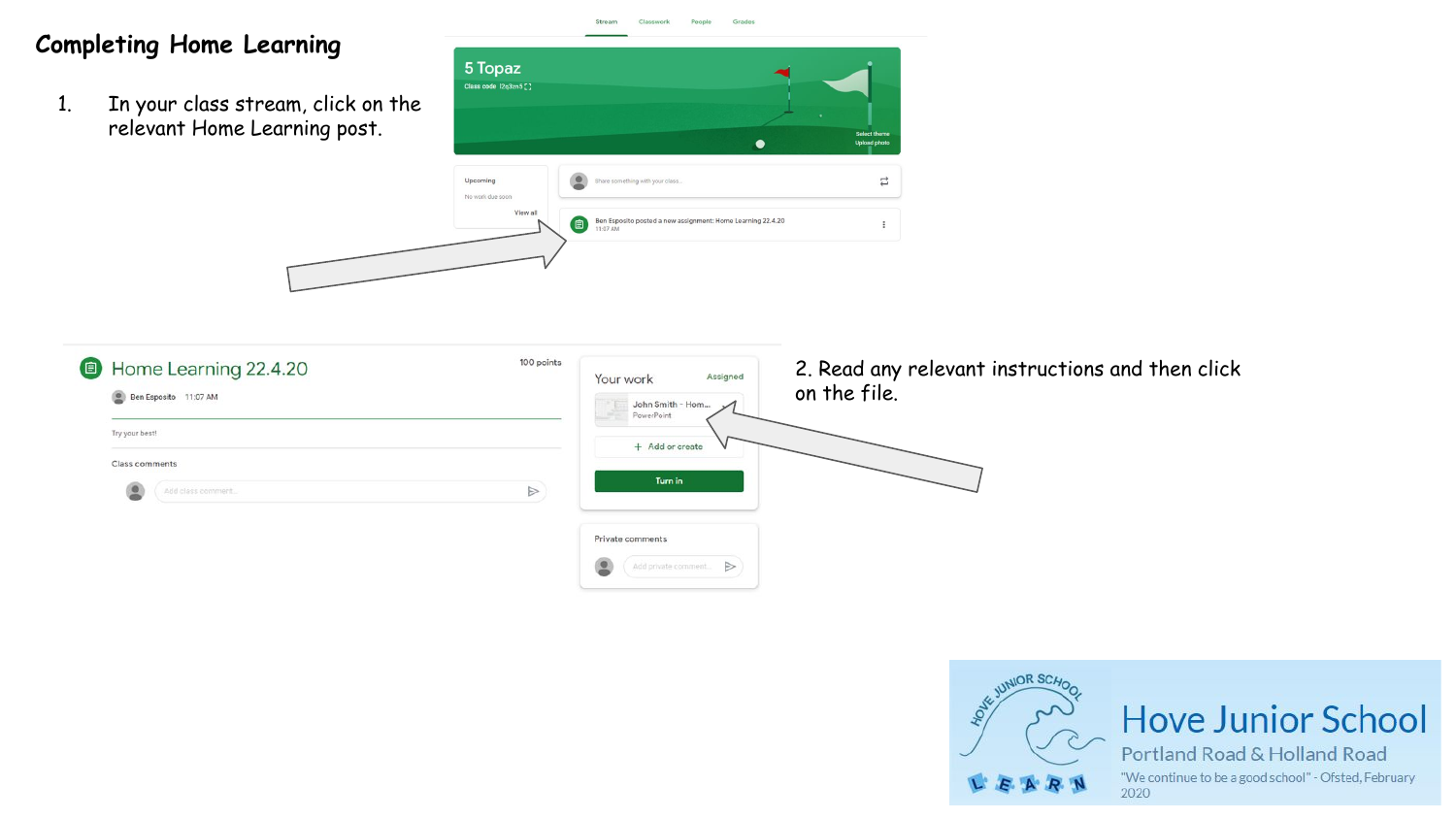## Completing Home Learning

1. In your class stream, click on the relevant Home Learning post.

2. Read any relevant instructions and then click on the file.

Hove Junior School

Portland Road & Holland Road

"We continue to be a good school" - Ofsted, February 2020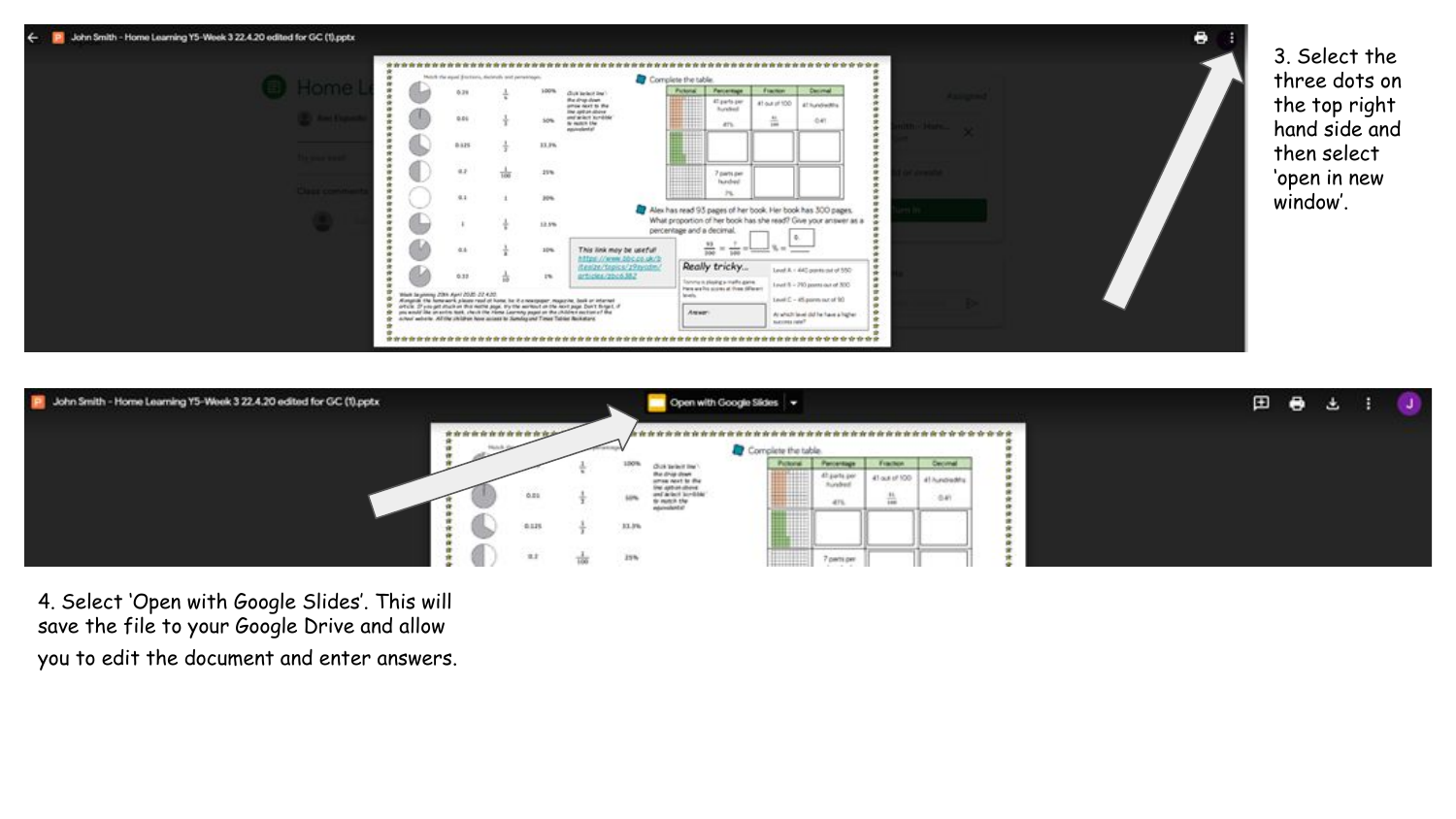3. Select the three dots on the top right hand side and then select 'open in new window'.

4. Select 'Open with Google Slides'. This will save the file to your Google Drive and allow you to edit the document and enter answers.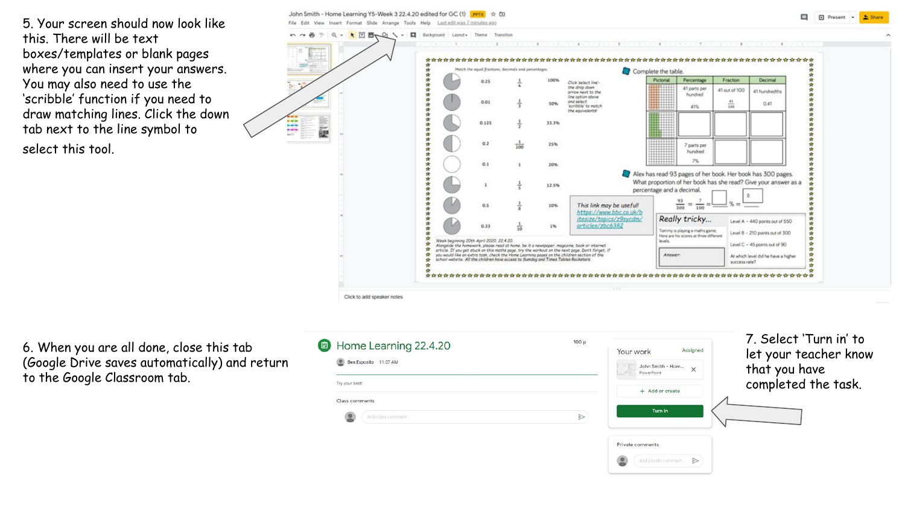5. Your screen should now look like this. There will be text boxes/templates or blank pages where you can insert your answers. You may also need to use the 'scribble' function if you need to draw matching lines. Click the down tab next to the line symbol to select this tool.

6. When you are all done, close this tab (Google Drive saves automatically) and return to the Google Classroom tab.

7. Select 'Turn in' to let your teacher know that you have completed the task.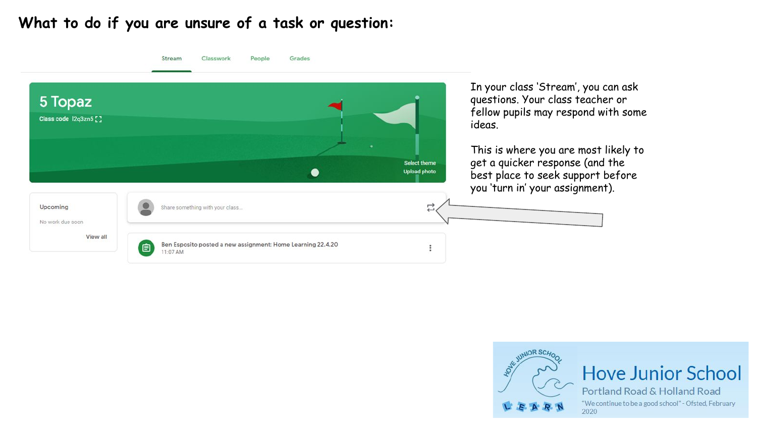# What to do if you are unsure of a task or question:

Stream | Classwork | People | Grades

**5 Topaz**

Class code l2q3zn5

Select theme
Upload photo

Upcoming

No work due soon

View all

Share something with your class...

Ben Esposito posted a new assignment: Home Learning 22.4.20
11:07 AM

In your class 'Stream', you can ask questions. Your class teacher or fellow pupils may respond with some ideas.

This is where you are most likely to get a quicker response (and the best place to seek support before you 'turn in' your assignment).

Hove Junior School
Portland Road & Holland Road
"We continue to be a good school" - Ofsted, February 2020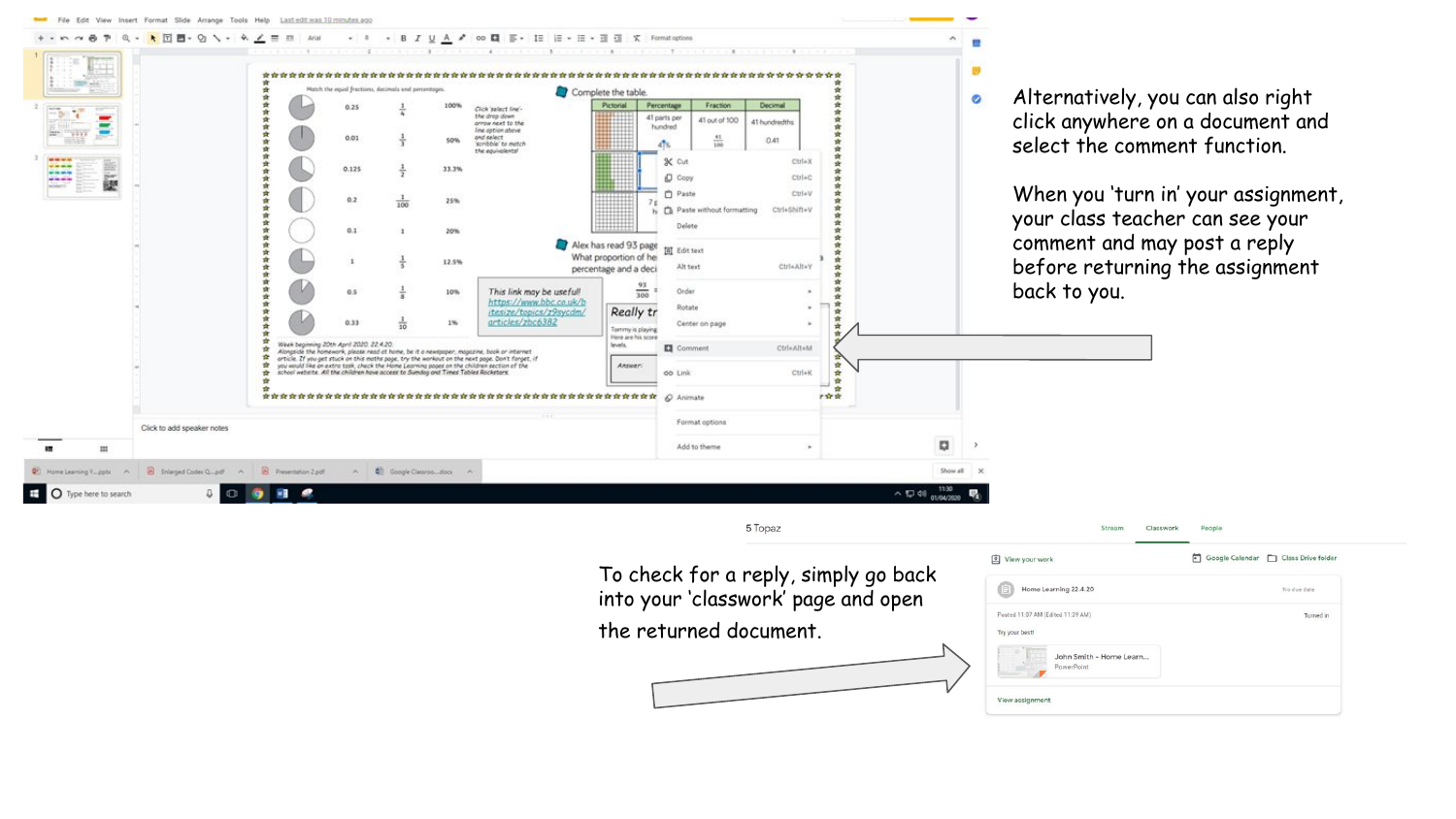Alternatively, you can also right click anywhere on a document and select the comment function.

When you 'turn in' your assignment, your class teacher can see your comment and may post a reply before returning the assignment back to you.

To check for a reply, simply go back into your 'classwork' page and open the returned document.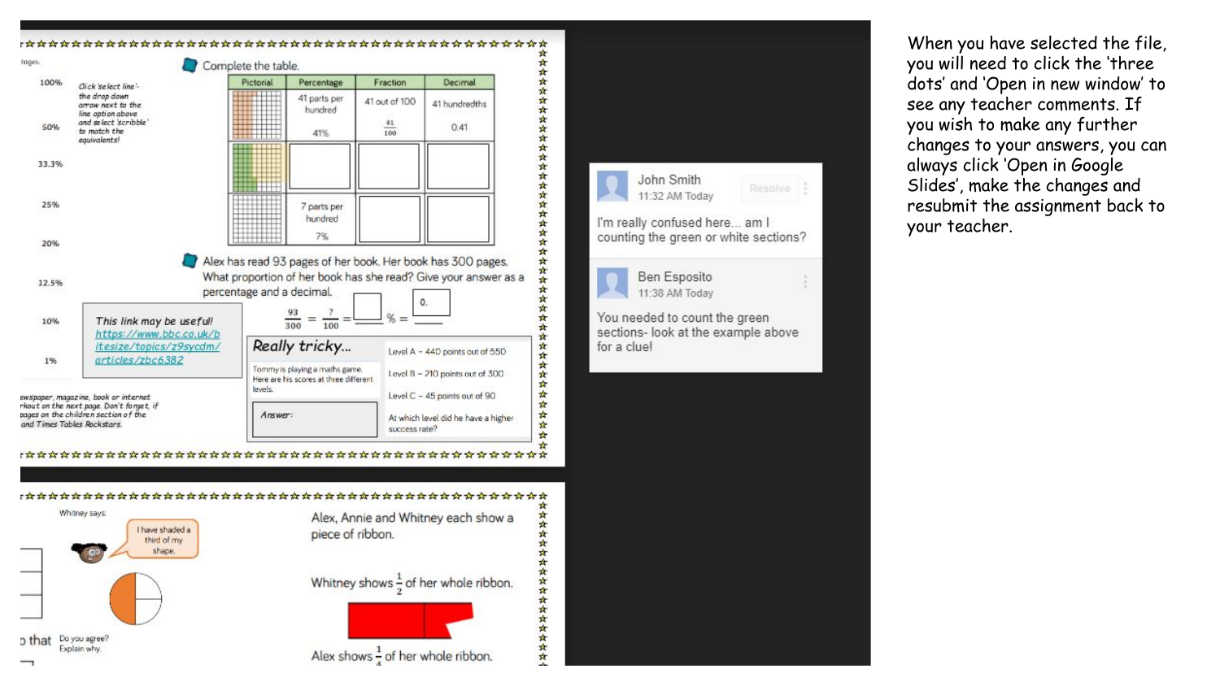Complete the table.

| Pictorial | Percentage | Fraction | Decimal |
| --- | --- | --- | --- |
| | 41 parts per hundred 41% | 41 out of 100 $\frac{41}{100}$ | 41 hundredths 0.41 |
| | | | |
| | 7 parts per hundred 7% | | |

Click 'select line' - the drop down arrow next to the line option above and select 'scribble' to match the equivalents!

100%

50%

33.3%

25%

20%

12.5%

10%

1%

Alex has read 93 pages of her book. Her book has 300 pages. What proportion of her book has she read? Give your answer as a percentage and a decimal.

$\frac{93}{300} = \frac{?}{100} = \frac{\square}{} \% = 0.$

This link may be useful! https://www.bbc.co.uk/bitesize/topics/z9sycdm/articles/zbc6382

**Really tricky...**

Tommy is playing a maths game. Here are his scores at three different levels.

Level A – 440 points out of 550

Level B – 210 points out of 300

Level C – 45 points out of 90

At which level did he have a higher success rate?

Answer:

John Smith 11:32 AM Today

I'm really confused here... am I counting the green or white sections?

Ben Esposito 11:38 AM Today

You needed to count the green sections- look at the example above for a clue!

Whitney says: I have shaded a third of my shape.

Do you agree? Explain why.

Alex, Annie and Whitney each show a piece of ribbon.

Whitney shows $\frac{1}{2}$ of her whole ribbon.

Alex shows $\frac{1}{4}$ of her whole ribbon.

When you have selected the file, you will need to click the 'three dots' and 'Open in new window' to see any teacher comments. If you wish to make any further changes to your answers, you can always click 'Open in Google Slides', make the changes and resubmit the assignment back to your teacher.